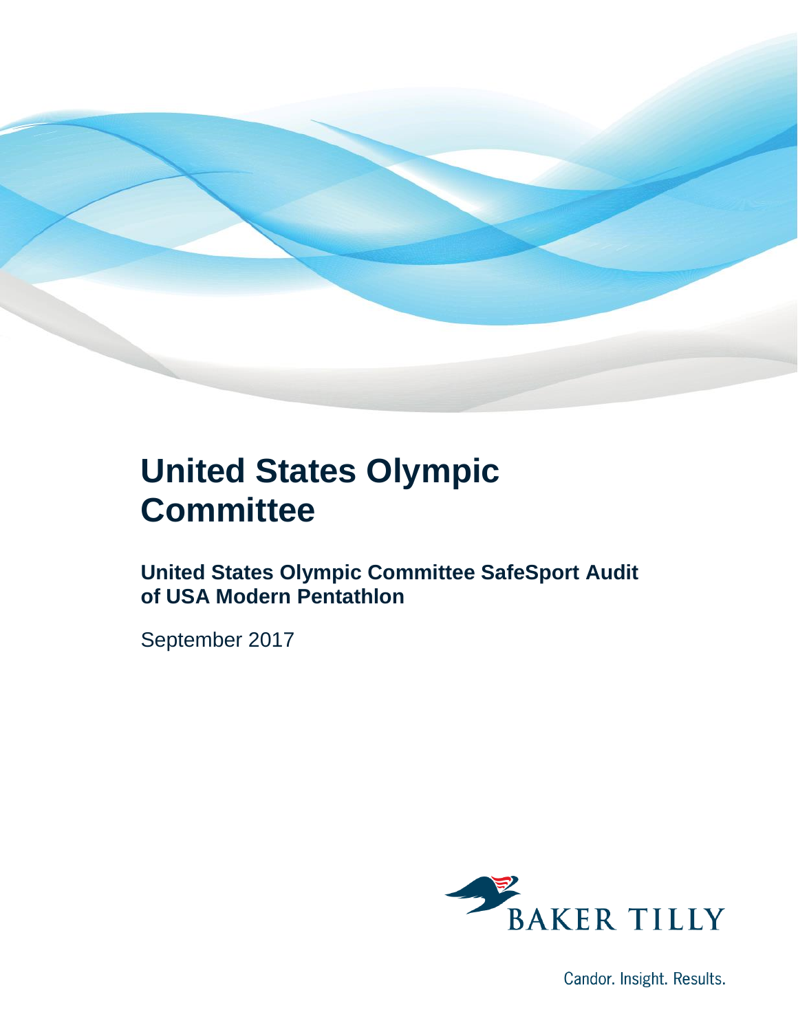# United States Olympic Committee

## United States Olympic Committee SafeSport Audit of USA Modern Pentathlon

September 2017

BAKER TILLY

Candor. Insight. Results.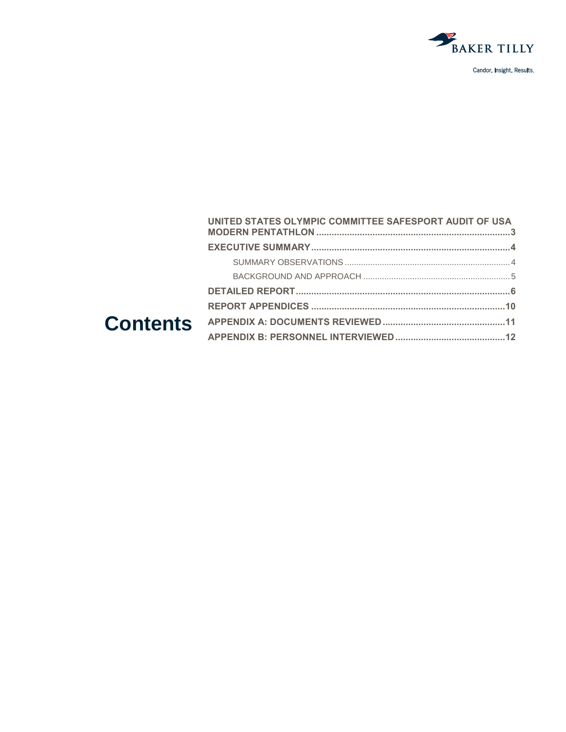# Contents

- UNITED STATES OLYMPIC COMMITTEE SAFESPORT AUDIT OF USA MODERN PENTATHLON .......... 3
- EXECUTIVE SUMMARY .......... 4
  - SUMMARY OBSERVATIONS .......... 4
  - BACKGROUND AND APPROACH .......... 5
- DETAILED REPORT .......... 6
- REPORT APPENDICES .......... 10
- APPENDIX A: DOCUMENTS REVIEWED .......... 11
- APPENDIX B: PERSONNEL INTERVIEWED .......... 12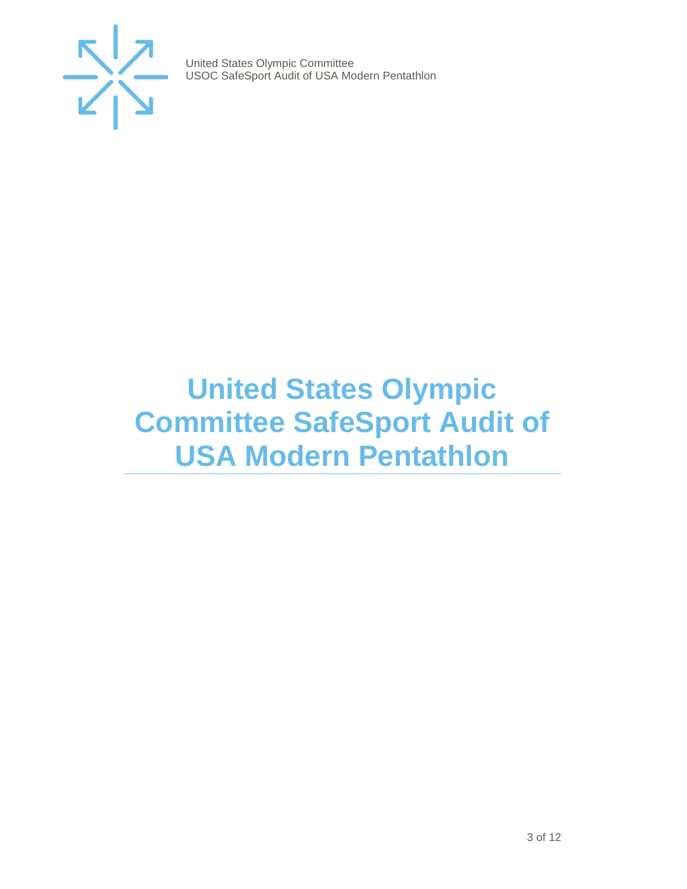# United States Olympic Committee SafeSport Audit of USA Modern Pentathlon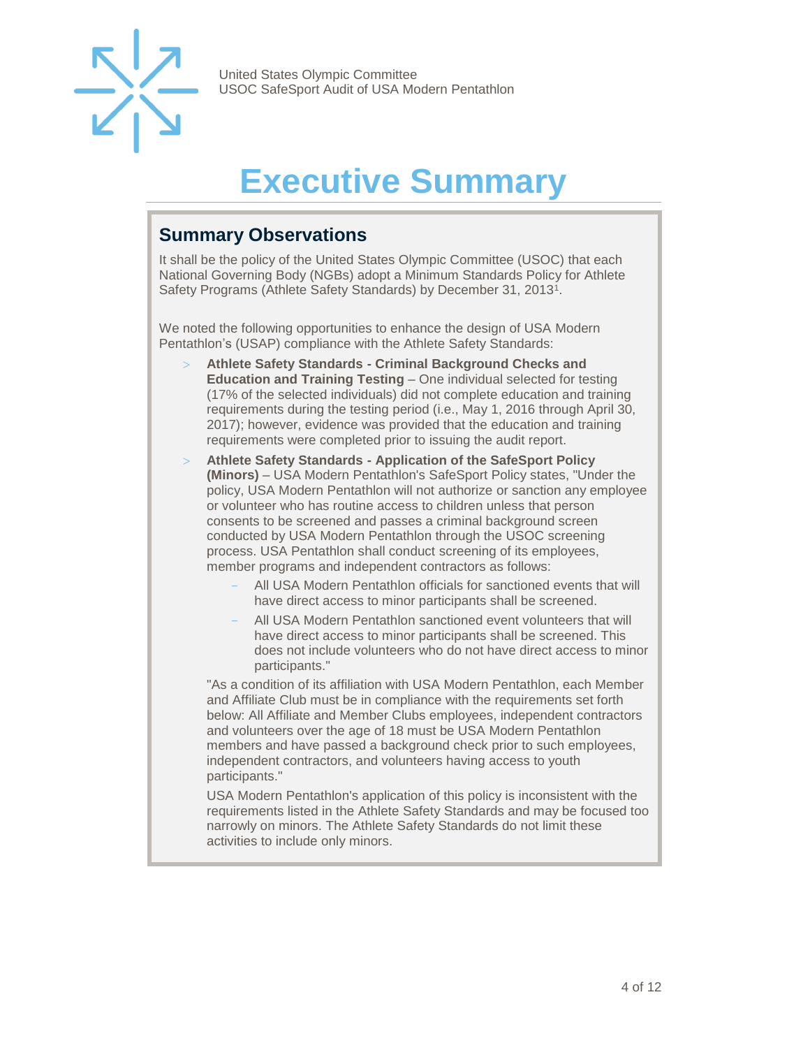# Executive Summary

## Summary Observations

It shall be the policy of the United States Olympic Committee (USOC) that each National Governing Body (NGBs) adopt a Minimum Standards Policy for Athlete Safety Programs (Athlete Safety Standards) by December 31, 2013[1].

We noted the following opportunities to enhance the design of USA Modern Pentathlon's (USAP) compliance with the Athlete Safety Standards:

- **Athlete Safety Standards - Criminal Background Checks and Education and Training Testing** – One individual selected for testing (17% of the selected individuals) did not complete education and training requirements during the testing period (i.e., May 1, 2016 through April 30, 2017); however, evidence was provided that the education and training requirements were completed prior to issuing the audit report.
- **Athlete Safety Standards - Application of the SafeSport Policy (Minors)** – USA Modern Pentathlon's SafeSport Policy states, "Under the policy, USA Modern Pentathlon will not authorize or sanction any employee or volunteer who has routine access to children unless that person consents to be screened and passes a criminal background screen conducted by USA Modern Pentathlon through the USOC screening process. USA Pentathlon shall conduct screening of its employees, member programs and independent contractors as follows:
  - All USA Modern Pentathlon officials for sanctioned events that will have direct access to minor participants shall be screened.
  - All USA Modern Pentathlon sanctioned event volunteers that will have direct access to minor participants shall be screened. This does not include volunteers who do not have direct access to minor participants."

  "As a condition of its affiliation with USA Modern Pentathlon, each Member and Affiliate Club must be in compliance with the requirements set forth below: All Affiliate and Member Clubs employees, independent contractors and volunteers over the age of 18 must be USA Modern Pentathlon members and have passed a background check prior to such employees, independent contractors, and volunteers having access to youth participants."

  USA Modern Pentathlon's application of this policy is inconsistent with the requirements listed in the Athlete Safety Standards and may be focused too narrowly on minors. The Athlete Safety Standards do not limit these activities to include only minors.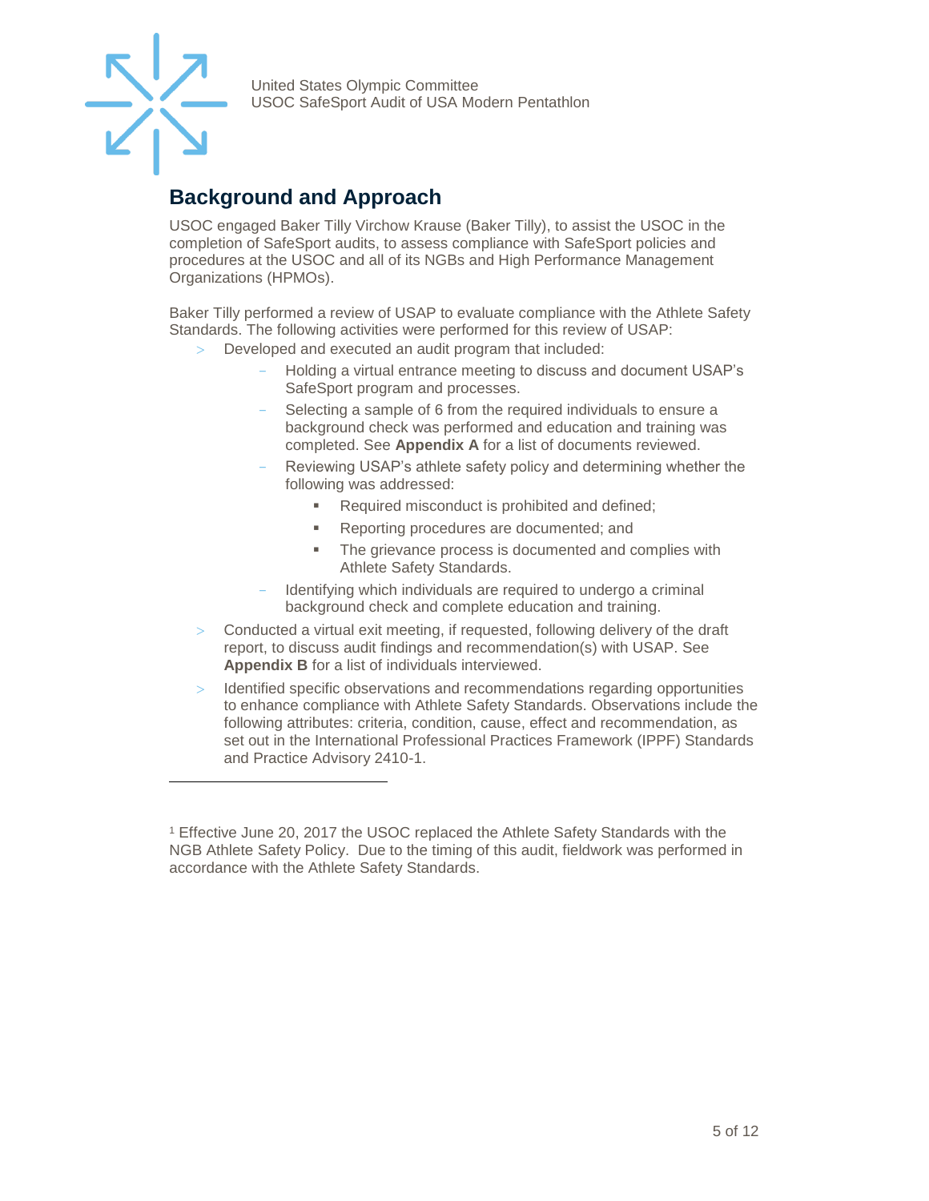## Background and Approach

USOC engaged Baker Tilly Virchow Krause (Baker Tilly), to assist the USOC in the completion of SafeSport audits, to assess compliance with SafeSport policies and procedures at the USOC and all of its NGBs and High Performance Management Organizations (HPMOs).

Baker Tilly performed a review of USAP to evaluate compliance with the Athlete Safety Standards. The following activities were performed for this review of USAP:

- Developed and executed an audit program that included:
  - Holding a virtual entrance meeting to discuss and document USAP's SafeSport program and processes.
  - Selecting a sample of 6 from the required individuals to ensure a background check was performed and education and training was completed. See **Appendix A** for a list of documents reviewed.
  - Reviewing USAP's athlete safety policy and determining whether the following was addressed:
    - Required misconduct is prohibited and defined;
    - Reporting procedures are documented; and
    - The grievance process is documented and complies with Athlete Safety Standards.
  - Identifying which individuals are required to undergo a criminal background check and complete education and training.
- Conducted a virtual exit meeting, if requested, following delivery of the draft report, to discuss audit findings and recommendation(s) with USAP. See **Appendix B** for a list of individuals interviewed.
- Identified specific observations and recommendations regarding opportunities to enhance compliance with Athlete Safety Standards. Observations include the following attributes: criteria, condition, cause, effect and recommendation, as set out in the International Professional Practices Framework (IPPF) Standards and Practice Advisory 2410-1.

---

[1] Effective June 20, 2017 the USOC replaced the Athlete Safety Standards with the NGB Athlete Safety Policy. Due to the timing of this audit, fieldwork was performed in accordance with the Athlete Safety Standards.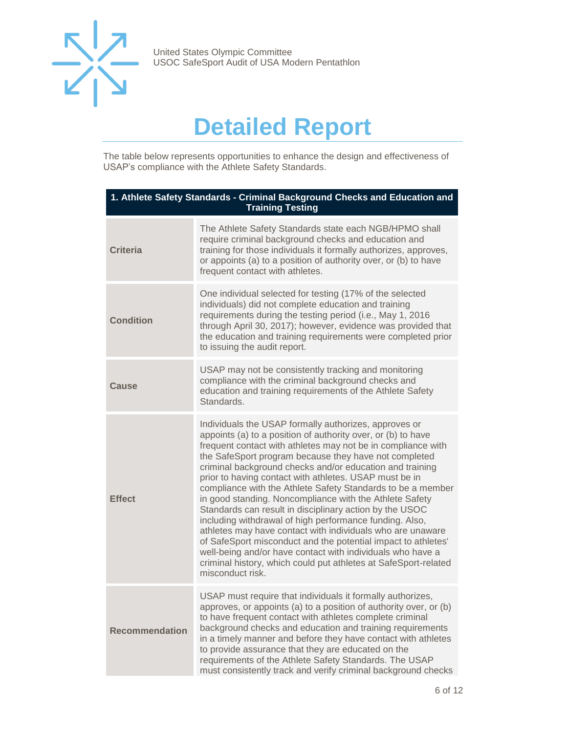# Detailed Report

The table below represents opportunities to enhance the design and effectiveness of USAP's compliance with the Athlete Safety Standards.

| 1. Athlete Safety Standards - Criminal Background Checks and Education and Training Testing | |
|---|---|
| **Criteria** | The Athlete Safety Standards state each NGB/HPMO shall require criminal background checks and education and training for those individuals it formally authorizes, approves, or appoints (a) to a position of authority over, or (b) to have frequent contact with athletes. |
| **Condition** | One individual selected for testing (17% of the selected individuals) did not complete education and training requirements during the testing period (i.e., May 1, 2016 through April 30, 2017); however, evidence was provided that the education and training requirements were completed prior to issuing the audit report. |
| **Cause** | USAP may not be consistently tracking and monitoring compliance with the criminal background checks and education and training requirements of the Athlete Safety Standards. |
| **Effect** | Individuals the USAP formally authorizes, approves or appoints (a) to a position of authority over, or (b) to have frequent contact with athletes may not be in compliance with the SafeSport program because they have not completed criminal background checks and/or education and training prior to having contact with athletes. USAP must be in compliance with the Athlete Safety Standards to be a member in good standing. Noncompliance with the Athlete Safety Standards can result in disciplinary action by the USOC including withdrawal of high performance funding. Also, athletes may have contact with individuals who are unaware of SafeSport misconduct and the potential impact to athletes' well-being and/or have contact with individuals who have a criminal history, which could put athletes at SafeSport-related misconduct risk. |
| **Recommendation** | USAP must require that individuals it formally authorizes, approves, or appoints (a) to a position of authority over, or (b) to have frequent contact with athletes complete criminal background checks and education and training requirements in a timely manner and before they have contact with athletes to provide assurance that they are educated on the requirements of the Athlete Safety Standards. The USAP must consistently track and verify criminal background checks |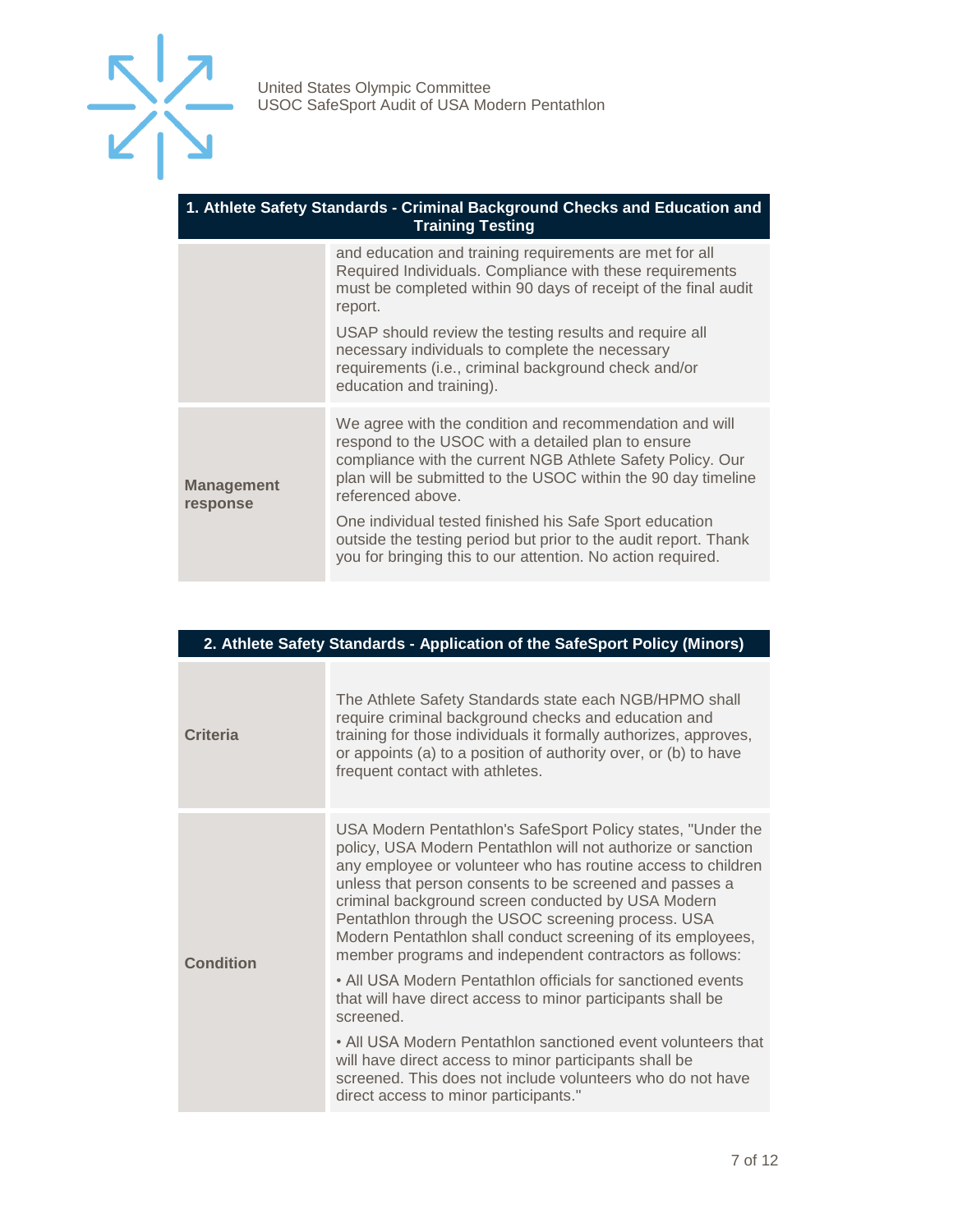| 1. Athlete Safety Standards - Criminal Background Checks and Education and Training Testing | |
|---|---|
| | and education and training requirements are met for all Required Individuals. Compliance with these requirements must be completed within 90 days of receipt of the final audit report.<br><br>USAP should review the testing results and require all necessary individuals to complete the necessary requirements (i.e., criminal background check and/or education and training). |
| **Management response** | We agree with the condition and recommendation and will respond to the USOC with a detailed plan to ensure compliance with the current NGB Athlete Safety Policy. Our plan will be submitted to the USOC within the 90 day timeline referenced above.<br><br>One individual tested finished his Safe Sport education outside the testing period but prior to the audit report. Thank you for bringing this to our attention. No action required. |

| 2. Athlete Safety Standards - Application of the SafeSport Policy (Minors) | |
|---|---|
| **Criteria** | The Athlete Safety Standards state each NGB/HPMO shall require criminal background checks and education and training for those individuals it formally authorizes, approves, or appoints (a) to a position of authority over, or (b) to have frequent contact with athletes. |
| **Condition** | USA Modern Pentathlon's SafeSport Policy states, "Under the policy, USA Modern Pentathlon will not authorize or sanction any employee or volunteer who has routine access to children unless that person consents to be screened and passes a criminal background screen conducted by USA Modern Pentathlon through the USOC screening process. USA Modern Pentathlon shall conduct screening of its employees, member programs and independent contractors as follows:<br><br>• All USA Modern Pentathlon officials for sanctioned events that will have direct access to minor participants shall be screened.<br><br>• All USA Modern Pentathlon sanctioned event volunteers that will have direct access to minor participants shall be screened. This does not include volunteers who do not have direct access to minor participants." |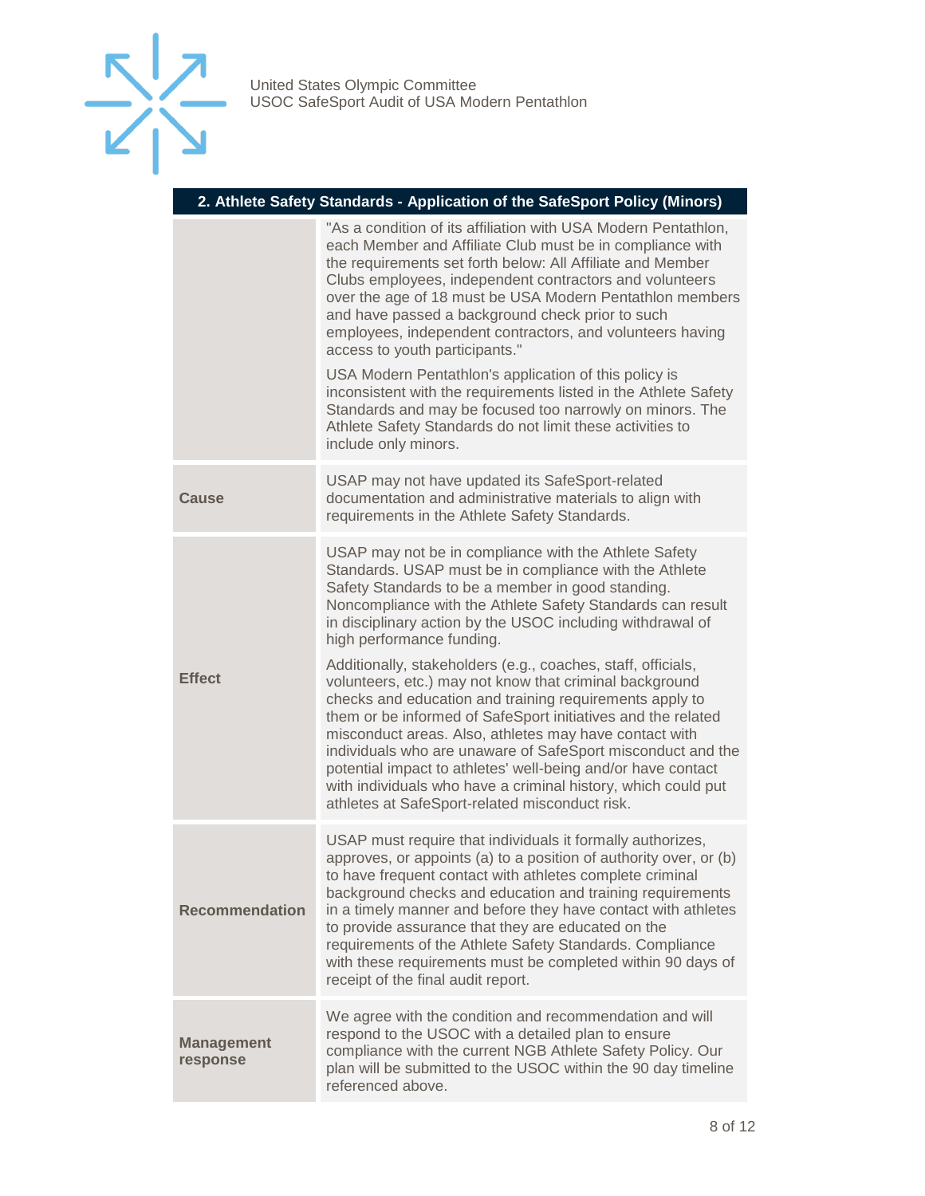| 2. Athlete Safety Standards - Application of the SafeSport Policy (Minors) | |
|---|---|
| | "As a condition of its affiliation with USA Modern Pentathlon, each Member and Affiliate Club must be in compliance with the requirements set forth below: All Affiliate and Member Clubs employees, independent contractors and volunteers over the age of 18 must be USA Modern Pentathlon members and have passed a background check prior to such employees, independent contractors, and volunteers having access to youth participants."<br><br>USA Modern Pentathlon's application of this policy is inconsistent with the requirements listed in the Athlete Safety Standards and may be focused too narrowly on minors. The Athlete Safety Standards do not limit these activities to include only minors. |
| **Cause** | USAP may not have updated its SafeSport-related documentation and administrative materials to align with requirements in the Athlete Safety Standards. |
| **Effect** | USAP may not be in compliance with the Athlete Safety Standards. USAP must be in compliance with the Athlete Safety Standards to be a member in good standing. Noncompliance with the Athlete Safety Standards can result in disciplinary action by the USOC including withdrawal of high performance funding.<br><br>Additionally, stakeholders (e.g., coaches, staff, officials, volunteers, etc.) may not know that criminal background checks and education and training requirements apply to them or be informed of SafeSport initiatives and the related misconduct areas. Also, athletes may have contact with individuals who are unaware of SafeSport misconduct and the potential impact to athletes' well-being and/or have contact with individuals who have a criminal history, which could put athletes at SafeSport-related misconduct risk. |
| **Recommendation** | USAP must require that individuals it formally authorizes, approves, or appoints (a) to a position of authority over, or (b) to have frequent contact with athletes complete criminal background checks and education and training requirements in a timely manner and before they have contact with athletes to provide assurance that they are educated on the requirements of the Athlete Safety Standards. Compliance with these requirements must be completed within 90 days of receipt of the final audit report. |
| **Management response** | We agree with the condition and recommendation and will respond to the USOC with a detailed plan to ensure compliance with the current NGB Athlete Safety Policy. Our plan will be submitted to the USOC within the 90 day timeline referenced above. |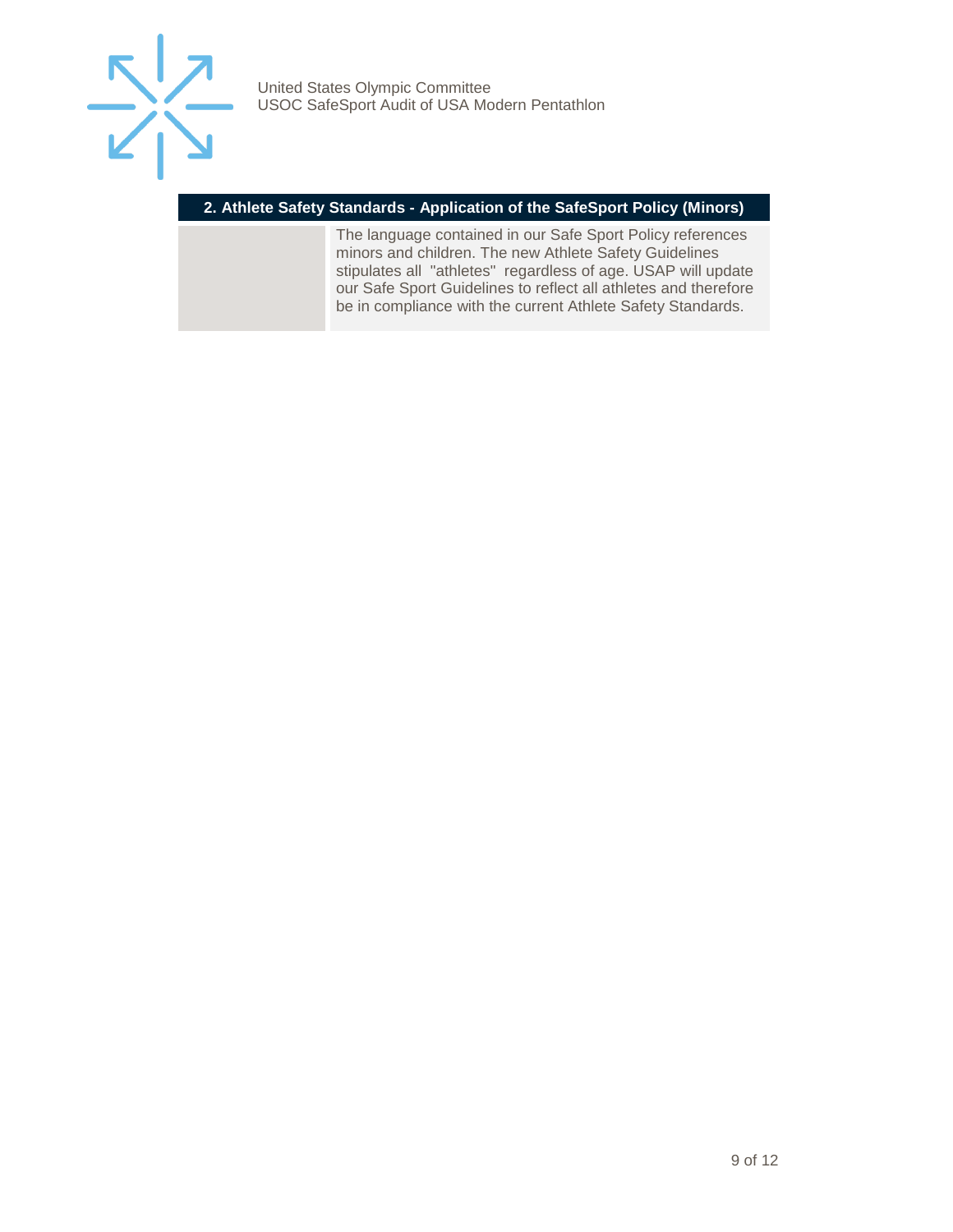## 2. Athlete Safety Standards - Application of the SafeSport Policy (Minors)

| | |
|---|---|
| | The language contained in our Safe Sport Policy references minors and children. The new Athlete Safety Guidelines stipulates all "athletes" regardless of age. USAP will update our Safe Sport Guidelines to reflect all athletes and therefore be in compliance with the current Athlete Safety Standards. |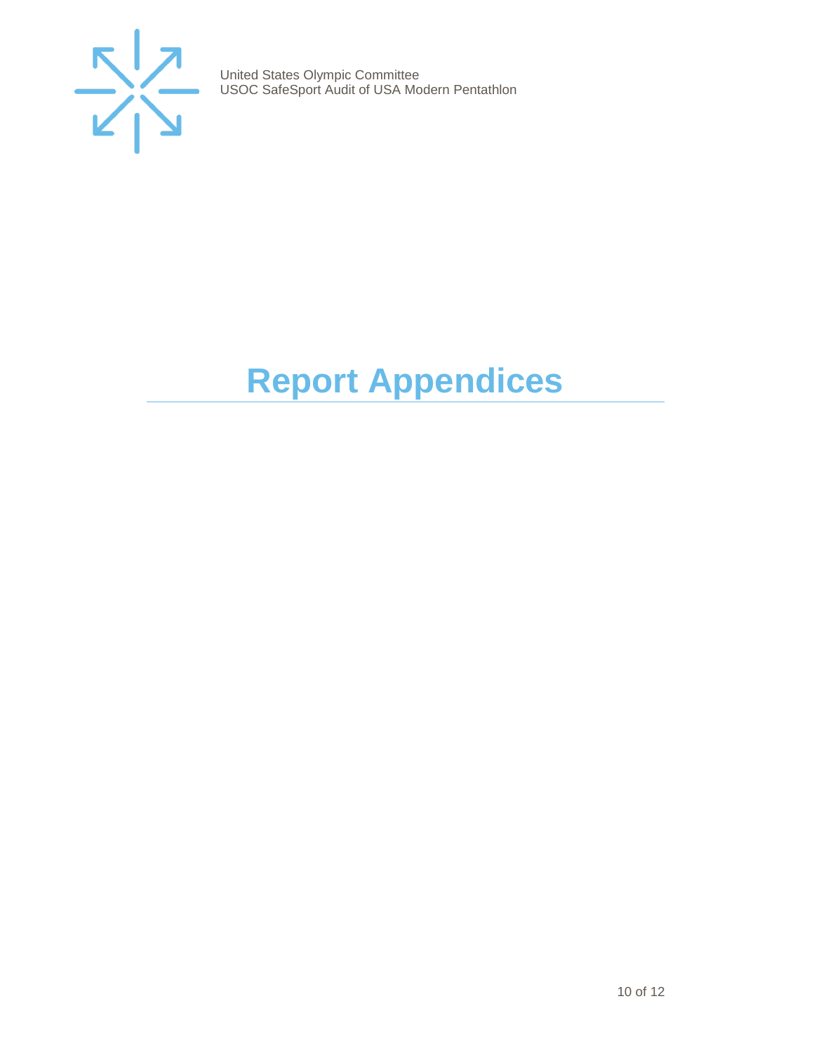# Report Appendices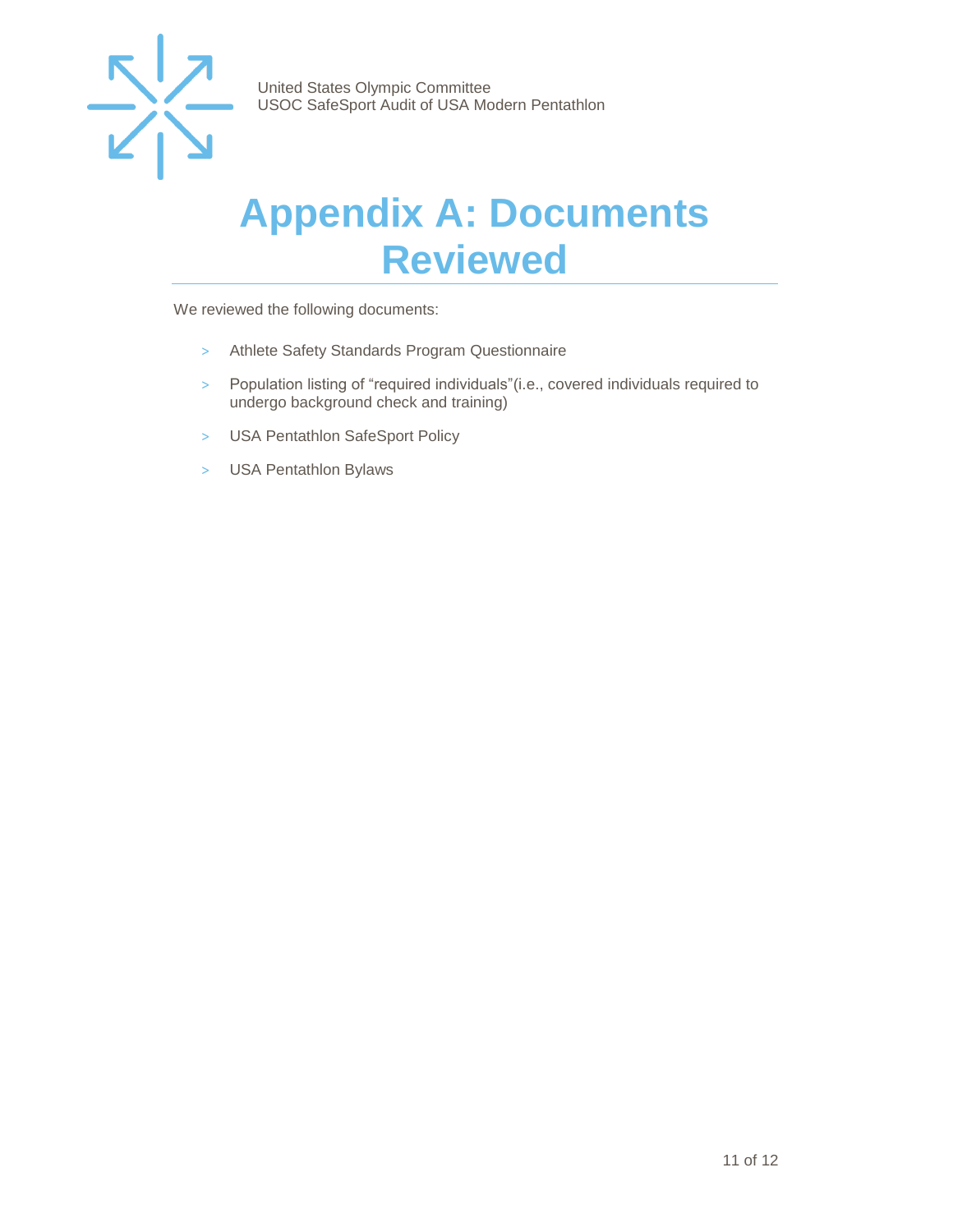# Appendix A: Documents Reviewed

We reviewed the following documents:

- Athlete Safety Standards Program Questionnaire
- Population listing of “required individuals”(i.e., covered individuals required to undergo background check and training)
- USA Pentathlon SafeSport Policy
- USA Pentathlon Bylaws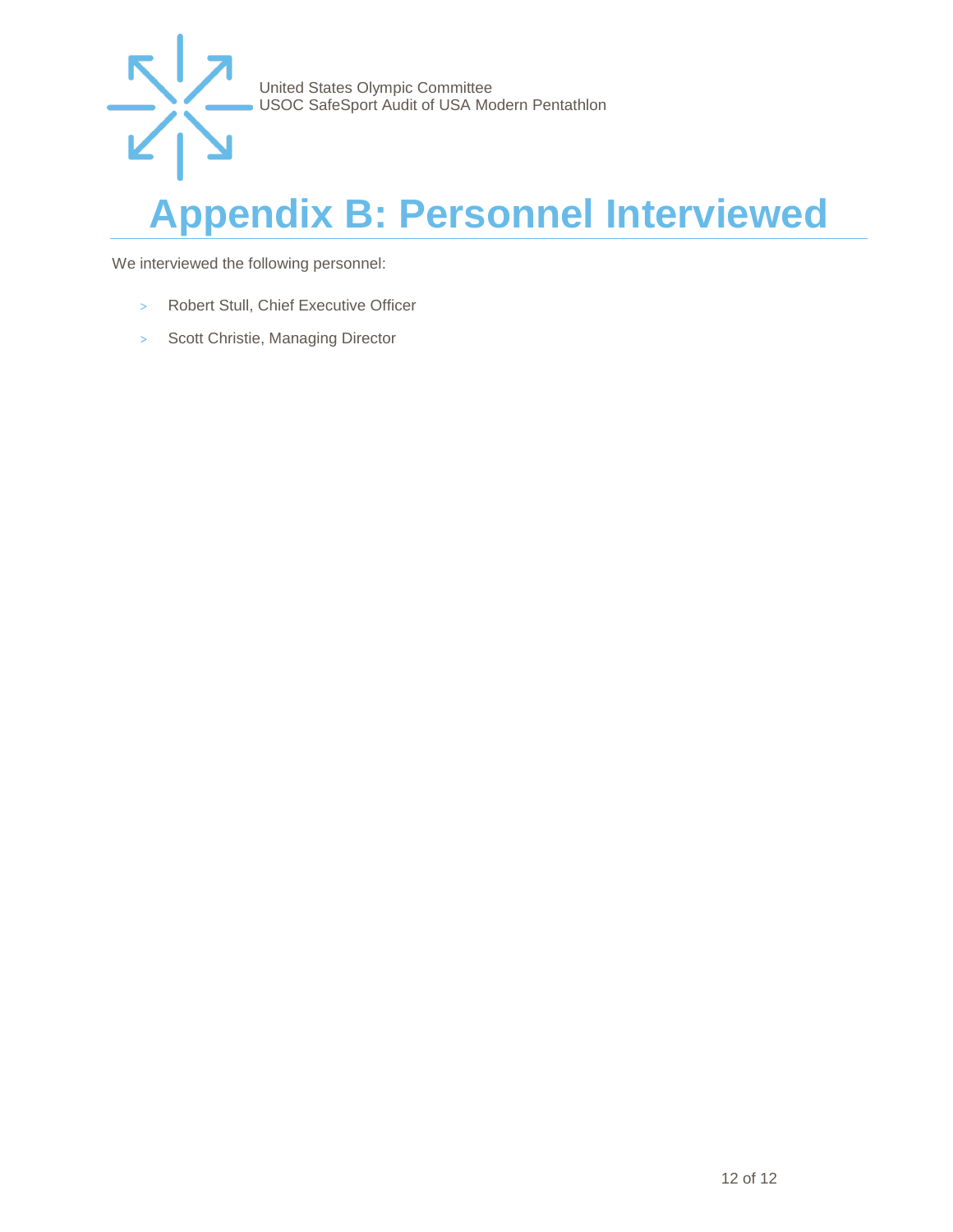# Appendix B: Personnel Interviewed

We interviewed the following personnel:

- Robert Stull, Chief Executive Officer
- Scott Christie, Managing Director